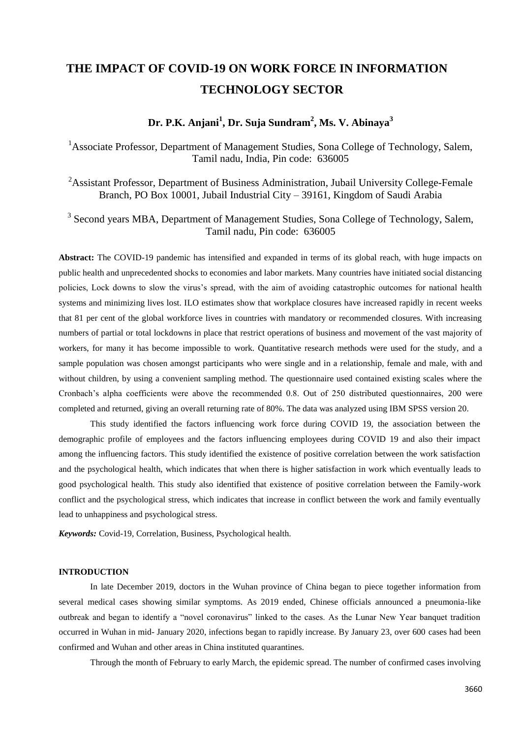# THE IMPACT OF COVID-19 ON WORK FORCE IN INFORMATION TECHNOLOGY SECTOR

**Dr. P.K. Anjani[1], Dr. Suja Sundram[2], Ms. V. Abinaya[3]**

[1]Associate Professor, Department of Management Studies, Sona College of Technology, Salem, Tamil nadu, India, Pin code: 636005

[2]Assistant Professor, Department of Business Administration, Jubail University College-Female Branch, PO Box 10001, Jubail Industrial City – 39161, Kingdom of Saudi Arabia

[3] Second years MBA, Department of Management Studies, Sona College of Technology, Salem, Tamil nadu, Pin code: 636005

**Abstract:** The COVID-19 pandemic has intensified and expanded in terms of its global reach, with huge impacts on public health and unprecedented shocks to economies and labor markets. Many countries have initiated social distancing policies, Lock downs to slow the virus's spread, with the aim of avoiding catastrophic outcomes for national health systems and minimizing lives lost. ILO estimates show that workplace closures have increased rapidly in recent weeks that 81 per cent of the global workforce lives in countries with mandatory or recommended closures. With increasing numbers of partial or total lockdowns in place that restrict operations of business and movement of the vast majority of workers, for many it has become impossible to work. Quantitative research methods were used for the study, and a sample population was chosen amongst participants who were single and in a relationship, female and male, with and without children, by using a convenient sampling method. The questionnaire used contained existing scales where the Cronbach's alpha coefficients were above the recommended 0.8. Out of 250 distributed questionnaires, 200 were completed and returned, giving an overall returning rate of 80%. The data was analyzed using IBM SPSS version 20.

This study identified the factors influencing work force during COVID 19, the association between the demographic profile of employees and the factors influencing employees during COVID 19 and also their impact among the influencing factors. This study identified the existence of positive correlation between the work satisfaction and the psychological health, which indicates that when there is higher satisfaction in work which eventually leads to good psychological health. This study also identified that existence of positive correlation between the Family-work conflict and the psychological stress, which indicates that increase in conflict between the work and family eventually lead to unhappiness and psychological stress.

***Keywords:*** Covid-19, Correlation, Business, Psychological health.

## INTRODUCTION

In late December 2019, doctors in the Wuhan province of China began to piece together information from several medical cases showing similar symptoms. As 2019 ended, Chinese officials announced a pneumonia-like outbreak and began to identify a "novel coronavirus" linked to the cases. As the Lunar New Year banquet tradition occurred in Wuhan in mid- January 2020, infections began to rapidly increase. By January 23, over 600 cases had been confirmed and Wuhan and other areas in China instituted quarantines.

Through the month of February to early March, the epidemic spread. The number of confirmed cases involving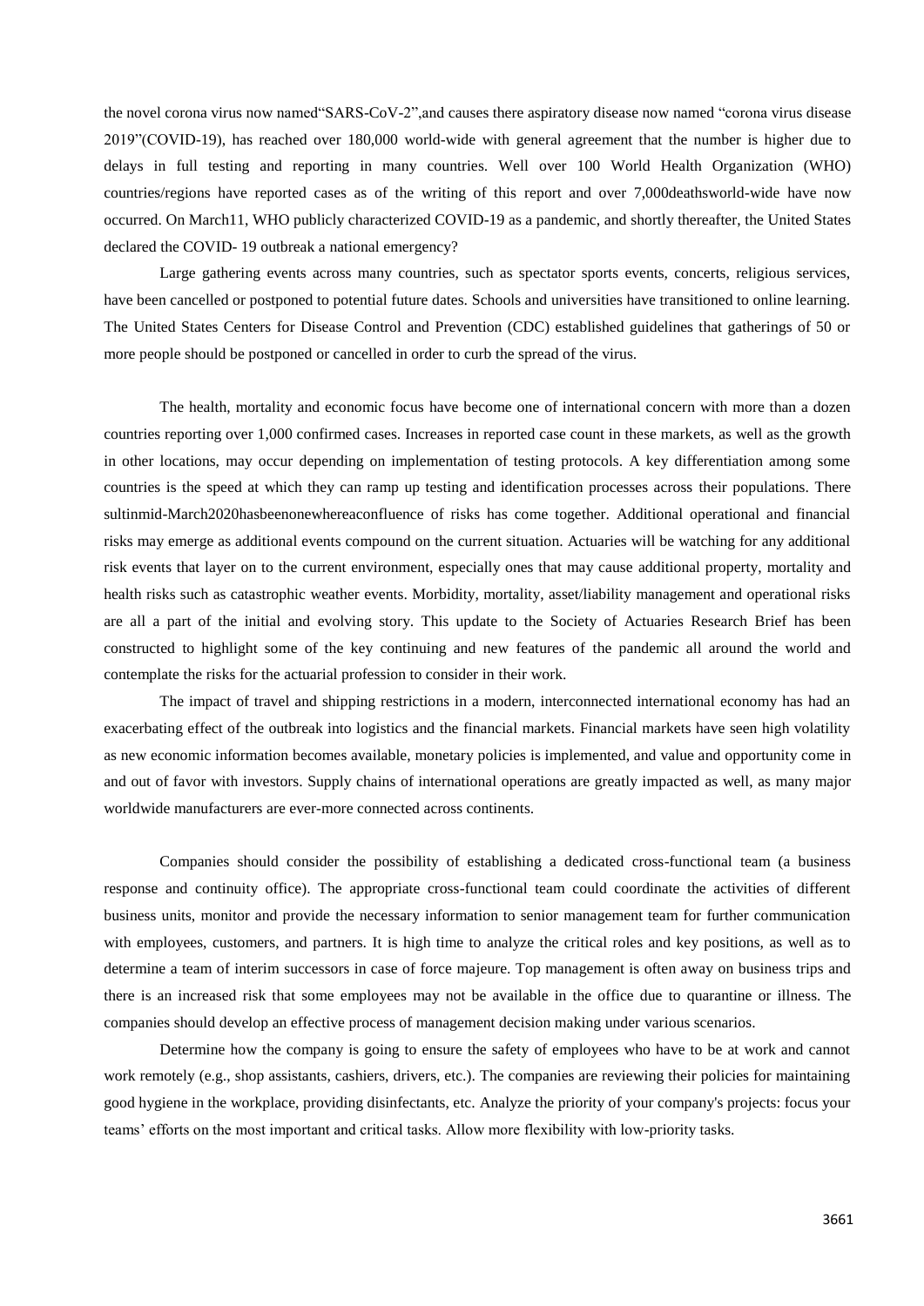the novel corona virus now named“SARS-CoV-2”,and causes there aspiratory disease now named “corona virus disease 2019”(COVID-19), has reached over 180,000 world-wide with general agreement that the number is higher due to delays in full testing and reporting in many countries. Well over 100 World Health Organization (WHO) countries/regions have reported cases as of the writing of this report and over 7,000deathsworld-wide have now occurred. On March11, WHO publicly characterized COVID-19 as a pandemic, and shortly thereafter, the United States declared the COVID- 19 outbreak a national emergency?

Large gathering events across many countries, such as spectator sports events, concerts, religious services, have been cancelled or postponed to potential future dates. Schools and universities have transitioned to online learning. The United States Centers for Disease Control and Prevention (CDC) established guidelines that gatherings of 50 or more people should be postponed or cancelled in order to curb the spread of the virus.

The health, mortality and economic focus have become one of international concern with more than a dozen countries reporting over 1,000 confirmed cases. Increases in reported case count in these markets, as well as the growth in other locations, may occur depending on implementation of testing protocols. A key differentiation among some countries is the speed at which they can ramp up testing and identification processes across their populations. There sultinmid-March2020hasbeenonewhereaconfluence of risks has come together. Additional operational and financial risks may emerge as additional events compound on the current situation. Actuaries will be watching for any additional risk events that layer on to the current environment, especially ones that may cause additional property, mortality and health risks such as catastrophic weather events. Morbidity, mortality, asset/liability management and operational risks are all a part of the initial and evolving story. This update to the Society of Actuaries Research Brief has been constructed to highlight some of the key continuing and new features of the pandemic all around the world and contemplate the risks for the actuarial profession to consider in their work.

The impact of travel and shipping restrictions in a modern, interconnected international economy has had an exacerbating effect of the outbreak into logistics and the financial markets. Financial markets have seen high volatility as new economic information becomes available, monetary policies is implemented, and value and opportunity come in and out of favor with investors. Supply chains of international operations are greatly impacted as well, as many major worldwide manufacturers are ever-more connected across continents.

Companies should consider the possibility of establishing a dedicated cross-functional team (a business response and continuity office). The appropriate cross-functional team could coordinate the activities of different business units, monitor and provide the necessary information to senior management team for further communication with employees, customers, and partners. It is high time to analyze the critical roles and key positions, as well as to determine a team of interim successors in case of force majeure. Top management is often away on business trips and there is an increased risk that some employees may not be available in the office due to quarantine or illness. The companies should develop an effective process of management decision making under various scenarios.

Determine how the company is going to ensure the safety of employees who have to be at work and cannot work remotely (e.g., shop assistants, cashiers, drivers, etc.). The companies are reviewing their policies for maintaining good hygiene in the workplace, providing disinfectants, etc. Analyze the priority of your company's projects: focus your teams’ efforts on the most important and critical tasks. Allow more flexibility with low-priority tasks.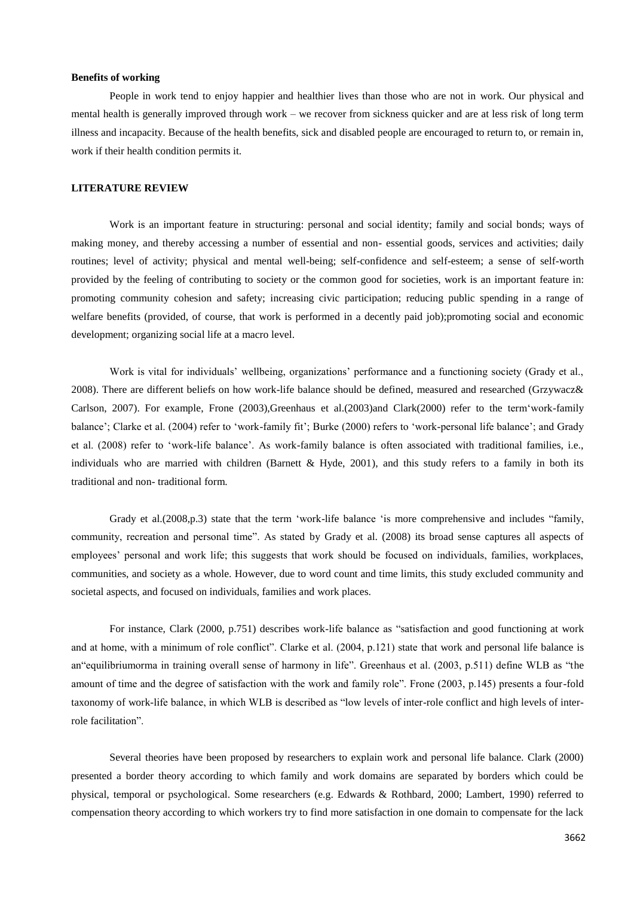**Benefits of working**

People in work tend to enjoy happier and healthier lives than those who are not in work. Our physical and mental health is generally improved through work – we recover from sickness quicker and are at less risk of long term illness and incapacity. Because of the health benefits, sick and disabled people are encouraged to return to, or remain in, work if their health condition permits it.

## LITERATURE REVIEW

Work is an important feature in structuring: personal and social identity; family and social bonds; ways of making money, and thereby accessing a number of essential and non- essential goods, services and activities; daily routines; level of activity; physical and mental well-being; self-confidence and self-esteem; a sense of self-worth provided by the feeling of contributing to society or the common good for societies, work is an important feature in: promoting community cohesion and safety; increasing civic participation; reducing public spending in a range of welfare benefits (provided, of course, that work is performed in a decently paid job);promoting social and economic development; organizing social life at a macro level.

Work is vital for individuals' wellbeing, organizations' performance and a functioning society (Grady et al., 2008). There are different beliefs on how work-life balance should be defined, measured and researched (Grzywacz& Carlson, 2007). For example, Frone (2003),Greenhaus et al.(2003)and Clark(2000) refer to the term'work-family balance'; Clarke et al. (2004) refer to 'work-family fit'; Burke (2000) refers to 'work-personal life balance'; and Grady et al. (2008) refer to 'work-life balance'. As work-family balance is often associated with traditional families, i.e., individuals who are married with children (Barnett & Hyde, 2001), and this study refers to a family in both its traditional and non- traditional form.

Grady et al.(2008,p.3) state that the term 'work-life balance 'is more comprehensive and includes "family, community, recreation and personal time". As stated by Grady et al. (2008) its broad sense captures all aspects of employees' personal and work life; this suggests that work should be focused on individuals, families, workplaces, communities, and society as a whole. However, due to word count and time limits, this study excluded community and societal aspects, and focused on individuals, families and work places.

For instance, Clark (2000, p.751) describes work-life balance as "satisfaction and good functioning at work and at home, with a minimum of role conflict". Clarke et al. (2004, p.121) state that work and personal life balance is an"equilibriumorma in training overall sense of harmony in life". Greenhaus et al. (2003, p.511) define WLB as "the amount of time and the degree of satisfaction with the work and family role". Frone (2003, p.145) presents a four-fold taxonomy of work-life balance, in which WLB is described as "low levels of inter-role conflict and high levels of inter-role facilitation".

Several theories have been proposed by researchers to explain work and personal life balance. Clark (2000) presented a border theory according to which family and work domains are separated by borders which could be physical, temporal or psychological. Some researchers (e.g. Edwards & Rothbard, 2000; Lambert, 1990) referred to compensation theory according to which workers try to find more satisfaction in one domain to compensate for the lack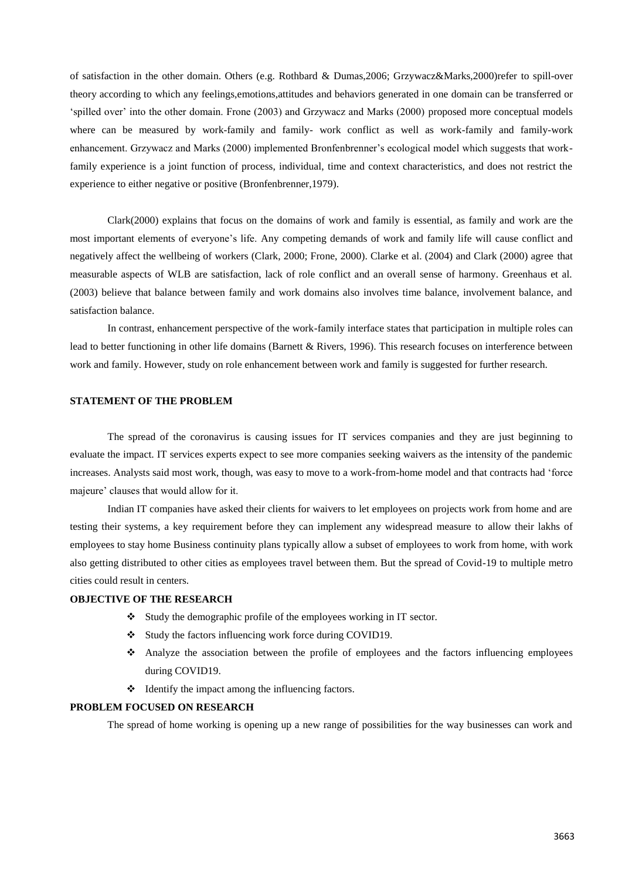of satisfaction in the other domain. Others (e.g. Rothbard & Dumas,2006; Grzywacz&Marks,2000)refer to spill-over theory according to which any feelings,emotions,attitudes and behaviors generated in one domain can be transferred or 'spilled over' into the other domain. Frone (2003) and Grzywacz and Marks (2000) proposed more conceptual models where can be measured by work-family and family- work conflict as well as work-family and family-work enhancement. Grzywacz and Marks (2000) implemented Bronfenbrenner's ecological model which suggests that work-family experience is a joint function of process, individual, time and context characteristics, and does not restrict the experience to either negative or positive (Bronfenbrenner,1979).

Clark(2000) explains that focus on the domains of work and family is essential, as family and work are the most important elements of everyone's life. Any competing demands of work and family life will cause conflict and negatively affect the wellbeing of workers (Clark, 2000; Frone, 2000). Clarke et al. (2004) and Clark (2000) agree that measurable aspects of WLB are satisfaction, lack of role conflict and an overall sense of harmony. Greenhaus et al. (2003) believe that balance between family and work domains also involves time balance, involvement balance, and satisfaction balance.

In contrast, enhancement perspective of the work-family interface states that participation in multiple roles can lead to better functioning in other life domains (Barnett & Rivers, 1996). This research focuses on interference between work and family. However, study on role enhancement between work and family is suggested for further research.

## STATEMENT OF THE PROBLEM

The spread of the coronavirus is causing issues for IT services companies and they are just beginning to evaluate the impact. IT services experts expect to see more companies seeking waivers as the intensity of the pandemic increases. Analysts said most work, though, was easy to move to a work-from-home model and that contracts had 'force majeure' clauses that would allow for it.

Indian IT companies have asked their clients for waivers to let employees on projects work from home and are testing their systems, a key requirement before they can implement any widespread measure to allow their lakhs of employees to stay home Business continuity plans typically allow a subset of employees to work from home, with work also getting distributed to other cities as employees travel between them. But the spread of Covid-19 to multiple metro cities could result in centers.

## OBJECTIVE OF THE RESEARCH

- Study the demographic profile of the employees working in IT sector.
- Study the factors influencing work force during COVID19.
- Analyze the association between the profile of employees and the factors influencing employees during COVID19.
- Identify the impact among the influencing factors.

## PROBLEM FOCUSED ON RESEARCH

The spread of home working is opening up a new range of possibilities for the way businesses can work and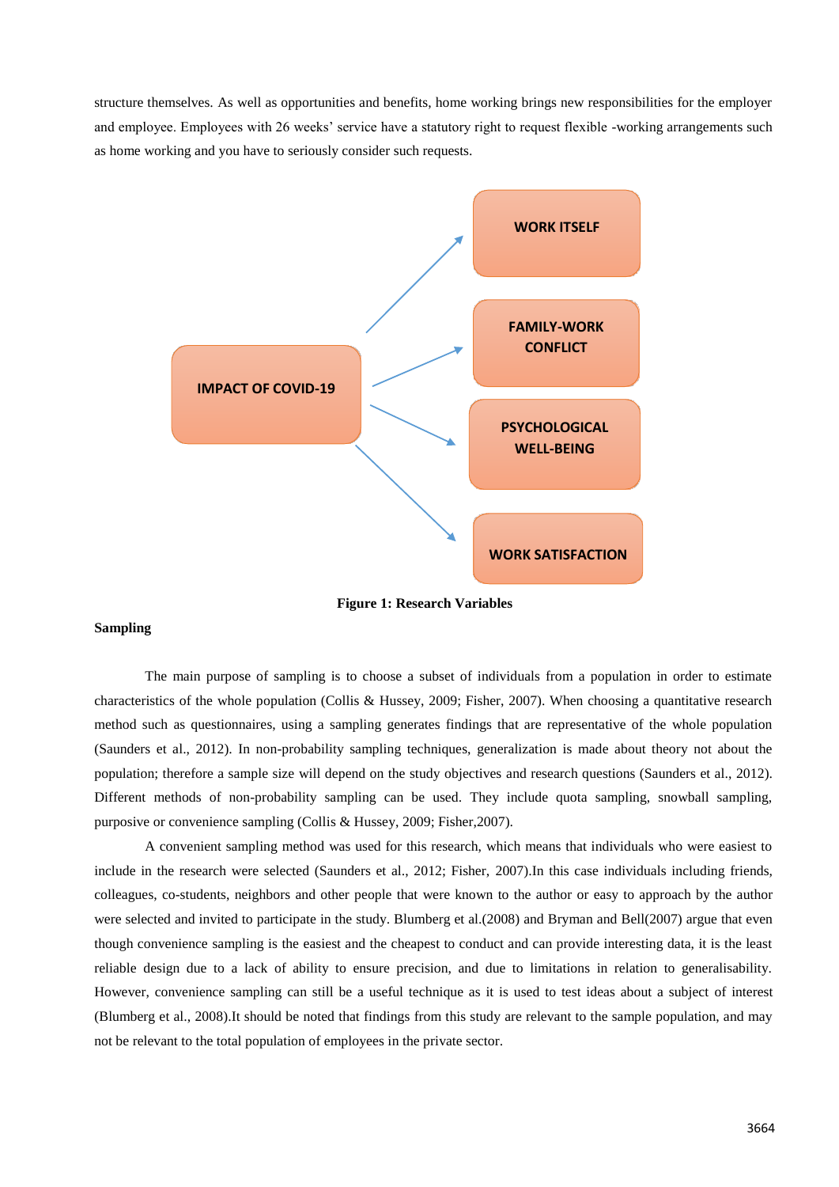structure themselves. As well as opportunities and benefits, home working brings new responsibilities for the employer and employee. Employees with 26 weeks' service have a statutory right to request flexible -working arrangements such as home working and you have to seriously consider such requests.

**Figure 1: Research Variables**

### Sampling

The main purpose of sampling is to choose a subset of individuals from a population in order to estimate characteristics of the whole population (Collis & Hussey, 2009; Fisher, 2007). When choosing a quantitative research method such as questionnaires, using a sampling generates findings that are representative of the whole population (Saunders et al., 2012). In non-probability sampling techniques, generalization is made about theory not about the population; therefore a sample size will depend on the study objectives and research questions (Saunders et al., 2012). Different methods of non-probability sampling can be used. They include quota sampling, snowball sampling, purposive or convenience sampling (Collis & Hussey, 2009; Fisher,2007).

A convenient sampling method was used for this research, which means that individuals who were easiest to include in the research were selected (Saunders et al., 2012; Fisher, 2007).In this case individuals including friends, colleagues, co-students, neighbors and other people that were known to the author or easy to approach by the author were selected and invited to participate in the study. Blumberg et al.(2008) and Bryman and Bell(2007) argue that even though convenience sampling is the easiest and the cheapest to conduct and can provide interesting data, it is the least reliable design due to a lack of ability to ensure precision, and due to limitations in relation to generalisability. However, convenience sampling can still be a useful technique as it is used to test ideas about a subject of interest (Blumberg et al., 2008).It should be noted that findings from this study are relevant to the sample population, and may not be relevant to the total population of employees in the private sector.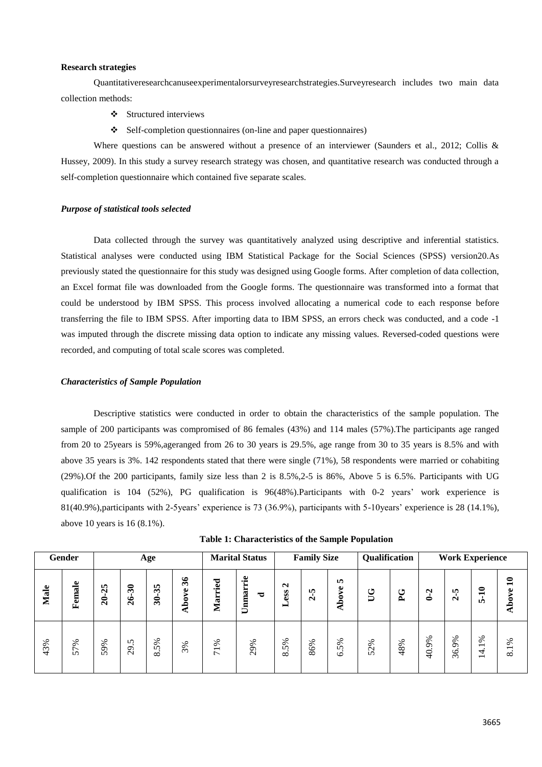**Research strategies**

Quantitativeresearchcanuseexperimentalorsurveyresearchstrategies.Surveyresearch includes two main data collection methods:

- Structured interviews
- Self-completion questionnaires (on-line and paper questionnaires)

Where questions can be answered without a presence of an interviewer (Saunders et al., 2012; Collis & Hussey, 2009). In this study a survey research strategy was chosen, and quantitative research was conducted through a self-completion questionnaire which contained five separate scales.

***Purpose of statistical tools selected***

Data collected through the survey was quantitatively analyzed using descriptive and inferential statistics. Statistical analyses were conducted using IBM Statistical Package for the Social Sciences (SPSS) version20.As previously stated the questionnaire for this study was designed using Google forms. After completion of data collection, an Excel format file was downloaded from the Google forms. The questionnaire was transformed into a format that could be understood by IBM SPSS. This process involved allocating a numerical code to each response before transferring the file to IBM SPSS. After importing data to IBM SPSS, an errors check was conducted, and a code -1 was imputed through the discrete missing data option to indicate any missing values. Reversed-coded questions were recorded, and computing of total scale scores was completed.

***Characteristics of Sample Population***

Descriptive statistics were conducted in order to obtain the characteristics of the sample population. The sample of 200 participants was compromised of 86 females (43%) and 114 males (57%).The participants age ranged from 20 to 25years is 59%,ageranged from 26 to 30 years is 29.5%, age range from 30 to 35 years is 8.5% and with above 35 years is 3%. 142 respondents stated that there were single (71%), 58 respondents were married or cohabiting (29%).Of the 200 participants, family size less than 2 is 8.5%,2-5 is 86%, Above 5 is 6.5%. Participants with UG qualification is 104 (52%), PG qualification is 96(48%).Participants with 0-2 years' work experience is 81(40.9%),participants with 2-5years' experience is 73 (36.9%), participants with 5-10years' experience is 28 (14.1%), above 10 years is 16 (8.1%).

**Table 1: Characteristics of the Sample Population**

| Gender | | Age | | | | Marital Status | | Family Size | | | Qualification | | Work Experience | | | |
|---|---|---|---|---|---|---|---|---|---|---|---|---|---|---|---|---|
| Male | Female | 20-25 | 26-30 | 30-35 | Above 36 | Married | Unmarried | Less 2 | 2-5 | Above 5 | UG | PG | 0-2 | 2-5 | 5-10 | Above 10 |
| 43% | 57% | 59% | 29.5 | 8.5% | 3% | 71% | 29% | 8.5% | 86% | 6.5% | 52% | 48% | 40.9% | 36.9% | 14.1% | 8.1% |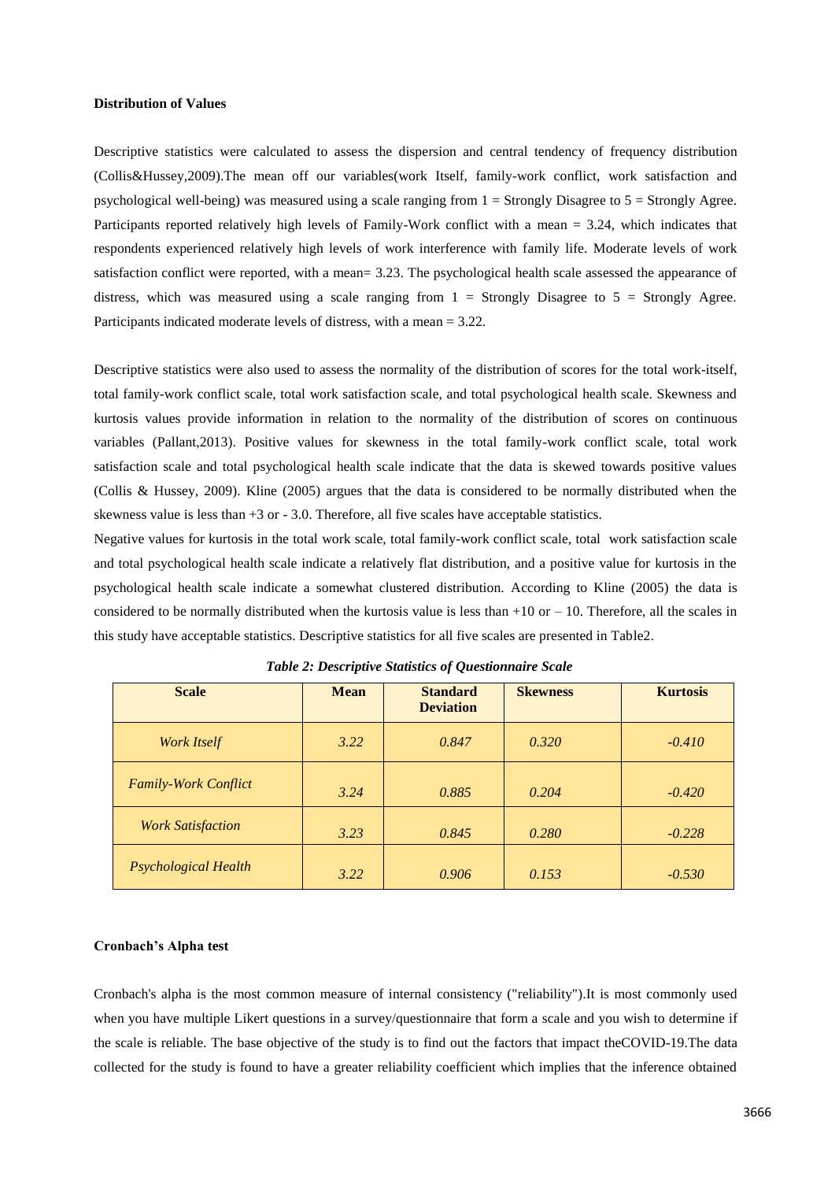**Distribution of Values**

Descriptive statistics were calculated to assess the dispersion and central tendency of frequency distribution (Collis&Hussey,2009).The mean off our variables(work Itself, family-work conflict, work satisfaction and psychological well-being) was measured using a scale ranging from 1 = Strongly Disagree to 5 = Strongly Agree. Participants reported relatively high levels of Family-Work conflict with a mean = 3.24, which indicates that respondents experienced relatively high levels of work interference with family life. Moderate levels of work satisfaction conflict were reported, with a mean= 3.23. The psychological health scale assessed the appearance of distress, which was measured using a scale ranging from 1 = Strongly Disagree to 5 = Strongly Agree. Participants indicated moderate levels of distress, with a mean = 3.22.

Descriptive statistics were also used to assess the normality of the distribution of scores for the total work-itself, total family-work conflict scale, total work satisfaction scale, and total psychological health scale. Skewness and kurtosis values provide information in relation to the normality of the distribution of scores on continuous variables (Pallant,2013). Positive values for skewness in the total family-work conflict scale, total work satisfaction scale and total psychological health scale indicate that the data is skewed towards positive values (Collis & Hussey, 2009). Kline (2005) argues that the data is considered to be normally distributed when the skewness value is less than +3 or - 3.0. Therefore, all five scales have acceptable statistics.

Negative values for kurtosis in the total work scale, total family-work conflict scale, total work satisfaction scale and total psychological health scale indicate a relatively flat distribution, and a positive value for kurtosis in the psychological health scale indicate a somewhat clustered distribution. According to Kline (2005) the data is considered to be normally distributed when the kurtosis value is less than +10 or – 10. Therefore, all the scales in this study have acceptable statistics. Descriptive statistics for all five scales are presented in Table2.

***Table 2: Descriptive Statistics of Questionnaire Scale***

| Scale | Mean | Standard Deviation | Skewness | Kurtosis |
|---|---|---|---|---|
| *Work Itself* | *3.22* | *0.847* | *0.320* | *-0.410* |
| *Family-Work Conflict* | *3.24* | *0.885* | *0.204* | *-0.420* |
| *Work Satisfaction* | *3.23* | *0.845* | *0.280* | *-0.228* |
| *Psychological Health* | *3.22* | *0.906* | *0.153* | *-0.530* |

**Cronbach's Alpha test**

Cronbach's alpha is the most common measure of internal consistency ("reliability").It is most commonly used when you have multiple Likert questions in a survey/questionnaire that form a scale and you wish to determine if the scale is reliable. The base objective of the study is to find out the factors that impact theCOVID-19.The data collected for the study is found to have a greater reliability coefficient which implies that the inference obtained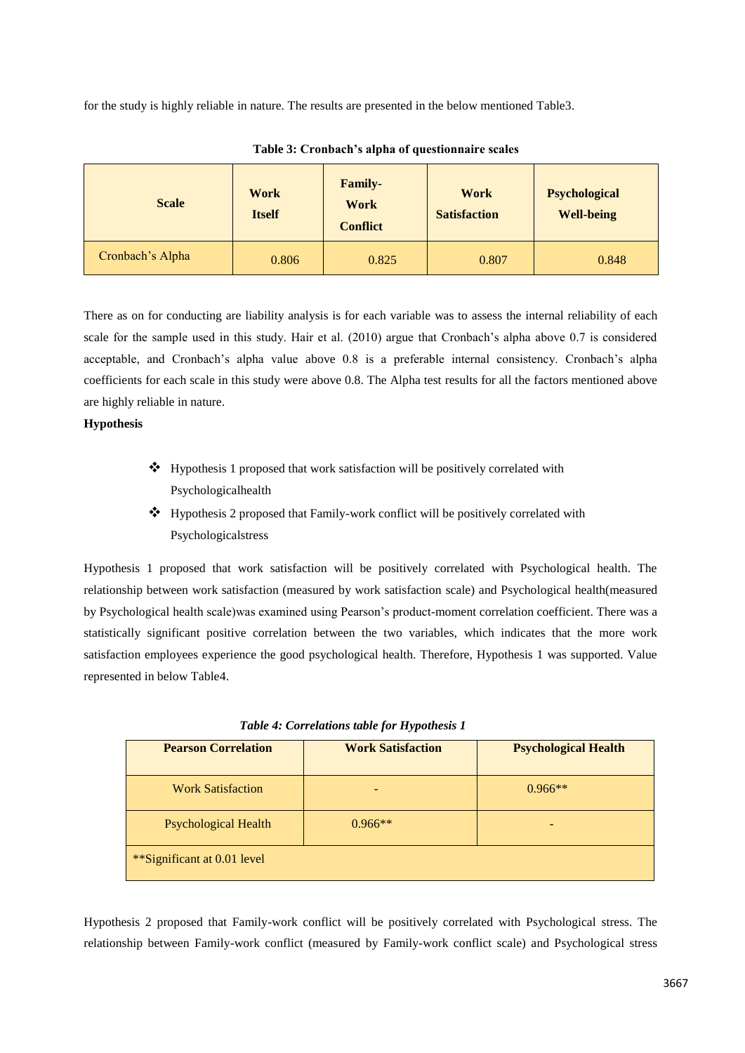for the study is highly reliable in nature. The results are presented in the below mentioned Table3.

**Table 3: Cronbach's alpha of questionnaire scales**

| Scale | Work Itself | Family-Work Conflict | Work Satisfaction | Psychological Well-being |
|---|---|---|---|---|
| Cronbach's Alpha | 0.806 | 0.825 | 0.807 | 0.848 |

There as on for conducting are liability analysis is for each variable was to assess the internal reliability of each scale for the sample used in this study. Hair et al. (2010) argue that Cronbach's alpha above 0.7 is considered acceptable, and Cronbach's alpha value above 0.8 is a preferable internal consistency. Cronbach's alpha coefficients for each scale in this study were above 0.8. The Alpha test results for all the factors mentioned above are highly reliable in nature.

**Hypothesis**

- ❖ Hypothesis 1 proposed that work satisfaction will be positively correlated with Psychologicalhealth
- ❖ Hypothesis 2 proposed that Family-work conflict will be positively correlated with Psychologicalstress

Hypothesis 1 proposed that work satisfaction will be positively correlated with Psychological health. The relationship between work satisfaction (measured by work satisfaction scale) and Psychological health(measured by Psychological health scale)was examined using Pearson's product-moment correlation coefficient. There was a statistically significant positive correlation between the two variables, which indicates that the more work satisfaction employees experience the good psychological health. Therefore, Hypothesis 1 was supported. Value represented in below Table4.

***Table 4: Correlations table for Hypothesis 1***

| Pearson Correlation | Work Satisfaction | Psychological Health |
|---|---|---|
| Work Satisfaction | - | 0.966** |
| Psychological Health | 0.966** | - |
| **Significant at 0.01 level | | |

Hypothesis 2 proposed that Family-work conflict will be positively correlated with Psychological stress. The relationship between Family-work conflict (measured by Family-work conflict scale) and Psychological stress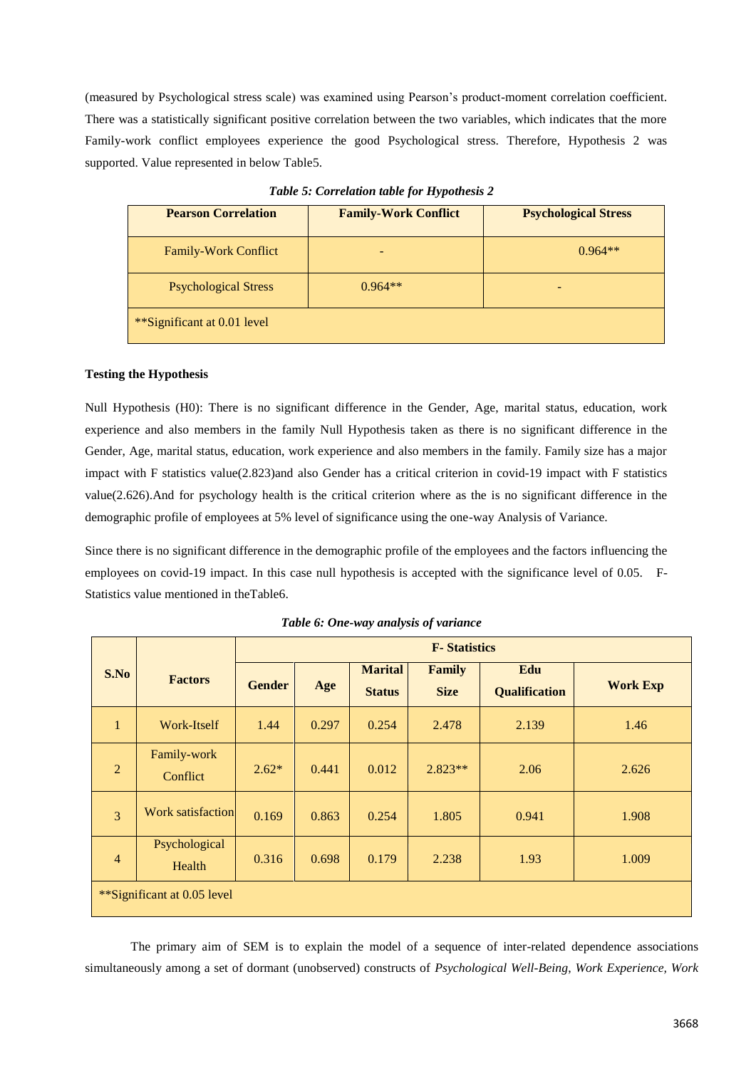(measured by Psychological stress scale) was examined using Pearson's product-moment correlation coefficient. There was a statistically significant positive correlation between the two variables, which indicates that the more Family-work conflict employees experience the good Psychological stress. Therefore, Hypothesis 2 was supported. Value represented in below Table5.

***Table 5: Correlation table for Hypothesis 2***

| Pearson Correlation | Family-Work Conflict | Psychological Stress |
|---|---|---|
| Family-Work Conflict | - | 0.964** |
| Psychological Stress | 0.964** | - |
| **Significant at 0.01 level | | |

**Testing the Hypothesis**

Null Hypothesis (H0): There is no significant difference in the Gender, Age, marital status, education, work experience and also members in the family Null Hypothesis taken as there is no significant difference in the Gender, Age, marital status, education, work experience and also members in the family. Family size has a major impact with F statistics value(2.823)and also Gender has a critical criterion in covid-19 impact with F statistics value(2.626).And for psychology health is the critical criterion where as the is no significant difference in the demographic profile of employees at 5% level of significance using the one-way Analysis of Variance.

Since there is no significant difference in the demographic profile of the employees and the factors influencing the employees on covid-19 impact. In this case null hypothesis is accepted with the significance level of 0.05. F-Statistics value mentioned in theTable6.

***Table 6: One-way analysis of variance***

| S.No | Factors | F- Statistics | | | | | |
|---|---|---|---|---|---|---|---|
| | | Gender | Age | Marital Status | Family Size | Edu Qualification | Work Exp |
| 1 | Work-Itself | 1.44 | 0.297 | 0.254 | 2.478 | 2.139 | 1.46 |
| 2 | Family-work Conflict | 2.62* | 0.441 | 0.012 | 2.823** | 2.06 | 2.626 |
| 3 | Work satisfaction | 0.169 | 0.863 | 0.254 | 1.805 | 0.941 | 1.908 |
| 4 | Psychological Health | 0.316 | 0.698 | 0.179 | 2.238 | 1.93 | 1.009 |
| **Significant at 0.05 level | | | | | | | |

The primary aim of SEM is to explain the model of a sequence of inter-related dependence associations simultaneously among a set of dormant (unobserved) constructs of *Psychological Well-Being, Work Experience, Work*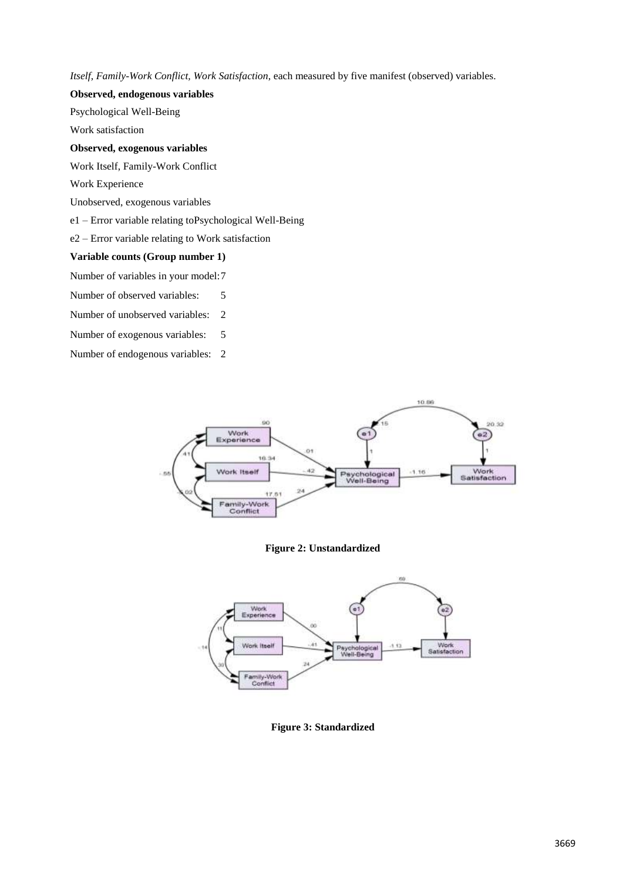*Itself, Family-Work Conflict, Work Satisfaction*, each measured by five manifest (observed) variables.

**Observed, endogenous variables**

Psychological Well-Being

Work satisfaction

**Observed, exogenous variables**

Work Itself, Family-Work Conflict

Work Experience

Unobserved, exogenous variables

e1 – Error variable relating toPsychological Well-Being

e2 – Error variable relating to Work satisfaction

**Variable counts (Group number 1)**

Number of variables in your model: 7

Number of observed variables: 5

Number of unobserved variables: 2

Number of exogenous variables: 5

Number of endogenous variables: 2

**Figure 2: Unstandardized**

**Figure 3: Standardized**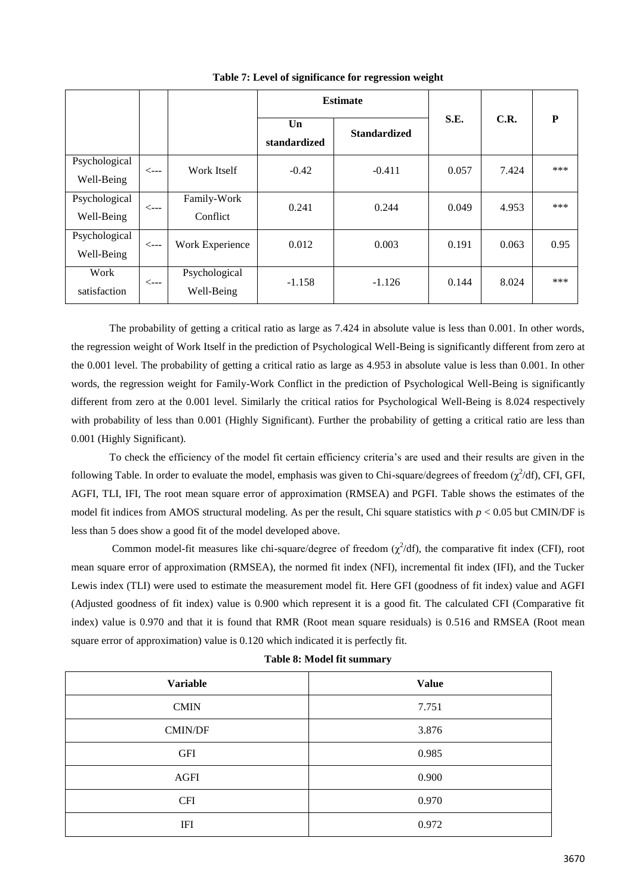**Table 7: Level of significance for regression weight**

| | | | Estimate | | S.E. | C.R. | P |
|---|---|---|---|---|---|---|---|
| | | | Un standardized | Standardized | | | |
| Psychological Well-Being | <--- | Work Itself | -0.42 | -0.411 | 0.057 | 7.424 | *** |
| Psychological Well-Being | <--- | Family-Work Conflict | 0.241 | 0.244 | 0.049 | 4.953 | *** |
| Psychological Well-Being | <--- | Work Experience | 0.012 | 0.003 | 0.191 | 0.063 | 0.95 |
| Work satisfaction | <--- | Psychological Well-Being | -1.158 | -1.126 | 0.144 | 8.024 | *** |

The probability of getting a critical ratio as large as 7.424 in absolute value is less than 0.001. In other words, the regression weight of Work Itself in the prediction of Psychological Well-Being is significantly different from zero at the 0.001 level. The probability of getting a critical ratio as large as 4.953 in absolute value is less than 0.001. In other words, the regression weight for Family-Work Conflict in the prediction of Psychological Well-Being is significantly different from zero at the 0.001 level. Similarly the critical ratios for Psychological Well-Being is 8.024 respectively with probability of less than 0.001 (Highly Significant). Further the probability of getting a critical ratio are less than 0.001 (Highly Significant).

To check the efficiency of the model fit certain efficiency criteria's are used and their results are given in the following Table. In order to evaluate the model, emphasis was given to Chi-square/degrees of freedom ($\chi^2$/df), CFI, GFI, AGFI, TLI, IFI, The root mean square error of approximation (RMSEA) and PGFI. Table shows the estimates of the model fit indices from AMOS structural modeling. As per the result, Chi square statistics with $p < 0.05$ but CMIN/DF is less than 5 does show a good fit of the model developed above.

Common model-fit measures like chi-square/degree of freedom ($\chi^2$/df), the comparative fit index (CFI), root mean square error of approximation (RMSEA), the normed fit index (NFI), incremental fit index (IFI), and the Tucker Lewis index (TLI) were used to estimate the measurement model fit. Here GFI (goodness of fit index) value and AGFI (Adjusted goodness of fit index) value is 0.900 which represent it is a good fit. The calculated CFI (Comparative fit index) value is 0.970 and that it is found that RMR (Root mean square residuals) is 0.516 and RMSEA (Root mean square error of approximation) value is 0.120 which indicated it is perfectly fit.

**Table 8: Model fit summary**

| Variable | Value |
|---|---|
| CMIN | 7.751 |
| CMIN/DF | 3.876 |
| GFI | 0.985 |
| AGFI | 0.900 |
| CFI | 0.970 |
| IFI | 0.972 |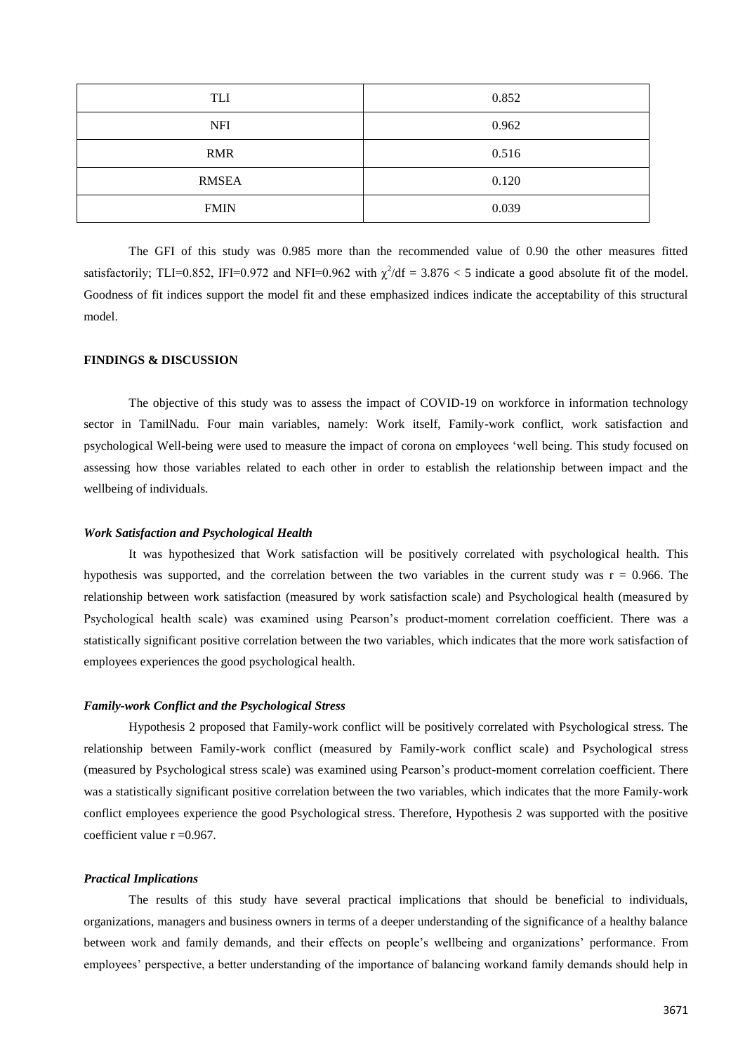| TLI | 0.852 |
|---|---|
| NFI | 0.962 |
| RMR | 0.516 |
| RMSEA | 0.120 |
| FMIN | 0.039 |

The GFI of this study was 0.985 more than the recommended value of 0.90 the other measures fitted satisfactorily; TLI=0.852, IFI=0.972 and NFI=0.962 with $\chi^2/df = 3.876 < 5$ indicate a good absolute fit of the model. Goodness of fit indices support the model fit and these emphasized indices indicate the acceptability of this structural model.

## FINDINGS & DISCUSSION

The objective of this study was to assess the impact of COVID-19 on workforce in information technology sector in TamilNadu. Four main variables, namely: Work itself, Family-work conflict, work satisfaction and psychological Well-being were used to measure the impact of corona on employees 'well being. This study focused on assessing how those variables related to each other in order to establish the relationship between impact and the wellbeing of individuals.

### *Work Satisfaction and Psychological Health*

It was hypothesized that Work satisfaction will be positively correlated with psychological health. This hypothesis was supported, and the correlation between the two variables in the current study was $r = 0.966$. The relationship between work satisfaction (measured by work satisfaction scale) and Psychological health (measured by Psychological health scale) was examined using Pearson's product-moment correlation coefficient. There was a statistically significant positive correlation between the two variables, which indicates that the more work satisfaction of employees experiences the good psychological health.

### *Family-work Conflict and the Psychological Stress*

Hypothesis 2 proposed that Family-work conflict will be positively correlated with Psychological stress. The relationship between Family-work conflict (measured by Family-work conflict scale) and Psychological stress (measured by Psychological stress scale) was examined using Pearson's product-moment correlation coefficient. There was a statistically significant positive correlation between the two variables, which indicates that the more Family-work conflict employees experience the good Psychological stress. Therefore, Hypothesis 2 was supported with the positive coefficient value $r = 0.967$.

### *Practical Implications*

The results of this study have several practical implications that should be beneficial to individuals, organizations, managers and business owners in terms of a deeper understanding of the significance of a healthy balance between work and family demands, and their effects on people's wellbeing and organizations' performance. From employees' perspective, a better understanding of the importance of balancing workand family demands should help in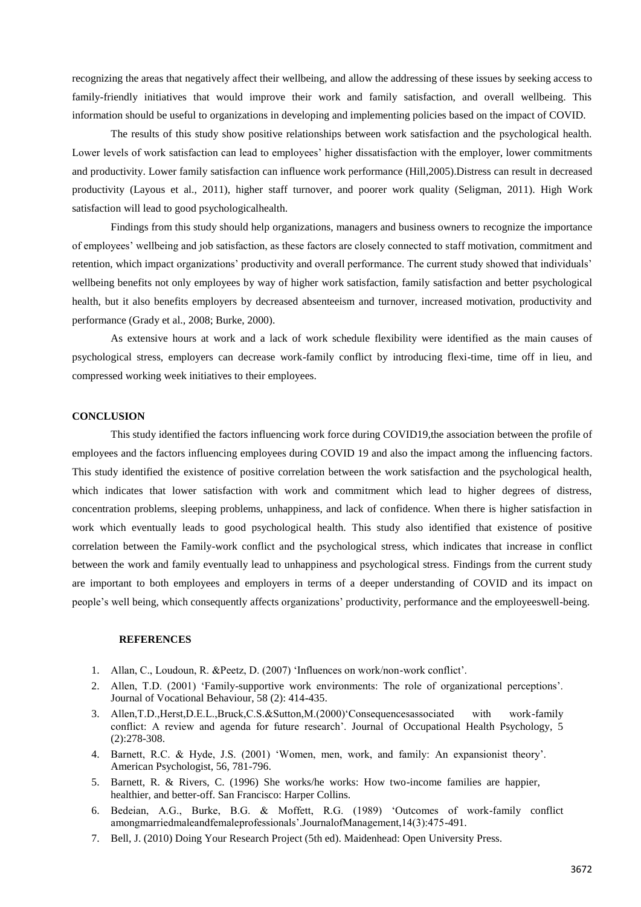recognizing the areas that negatively affect their wellbeing, and allow the addressing of these issues by seeking access to family-friendly initiatives that would improve their work and family satisfaction, and overall wellbeing. This information should be useful to organizations in developing and implementing policies based on the impact of COVID.

The results of this study show positive relationships between work satisfaction and the psychological health. Lower levels of work satisfaction can lead to employees' higher dissatisfaction with the employer, lower commitments and productivity. Lower family satisfaction can influence work performance (Hill,2005).Distress can result in decreased productivity (Layous et al., 2011), higher staff turnover, and poorer work quality (Seligman, 2011). High Work satisfaction will lead to good psychologicalhealth.

Findings from this study should help organizations, managers and business owners to recognize the importance of employees' wellbeing and job satisfaction, as these factors are closely connected to staff motivation, commitment and retention, which impact organizations' productivity and overall performance. The current study showed that individuals' wellbeing benefits not only employees by way of higher work satisfaction, family satisfaction and better psychological health, but it also benefits employers by decreased absenteeism and turnover, increased motivation, productivity and performance (Grady et al., 2008; Burke, 2000).

As extensive hours at work and a lack of work schedule flexibility were identified as the main causes of psychological stress, employers can decrease work-family conflict by introducing flexi-time, time off in lieu, and compressed working week initiatives to their employees.

## CONCLUSION

This study identified the factors influencing work force during COVID19,the association between the profile of employees and the factors influencing employees during COVID 19 and also the impact among the influencing factors. This study identified the existence of positive correlation between the work satisfaction and the psychological health, which indicates that lower satisfaction with work and commitment which lead to higher degrees of distress, concentration problems, sleeping problems, unhappiness, and lack of confidence. When there is higher satisfaction in work which eventually leads to good psychological health. This study also identified that existence of positive correlation between the Family-work conflict and the psychological stress, which indicates that increase in conflict between the work and family eventually lead to unhappiness and psychological stress. Findings from the current study are important to both employees and employers in terms of a deeper understanding of COVID and its impact on people's well being, which consequently affects organizations' productivity, performance and the employeeswell-being.

## REFERENCES

1. Allan, C., Loudoun, R. &Peetz, D. (2007) 'Influences on work/non-work conflict'.
2. Allen, T.D. (2001) 'Family-supportive work environments: The role of organizational perceptions'. Journal of Vocational Behaviour, 58 (2): 414-435.
3. Allen,T.D.,Herst,D.E.L.,Bruck,C.S.&Sutton,M.(2000)'Consequencesassociated with work-family conflict: A review and agenda for future research'. Journal of Occupational Health Psychology, 5 (2):278-308.
4. Barnett, R.C. & Hyde, J.S. (2001) 'Women, men, work, and family: An expansionist theory'. American Psychologist, 56, 781-796.
5. Barnett, R. & Rivers, C. (1996) She works/he works: How two-income families are happier, healthier, and better-off. San Francisco: Harper Collins.
6. Bedeian, A.G., Burke, B.G. & Moffett, R.G. (1989) 'Outcomes of work-family conflict amongmarriedmaleandfemaleprofessionals'.JournalofManagement,14(3):475-491.
7. Bell, J. (2010) Doing Your Research Project (5th ed). Maidenhead: Open University Press.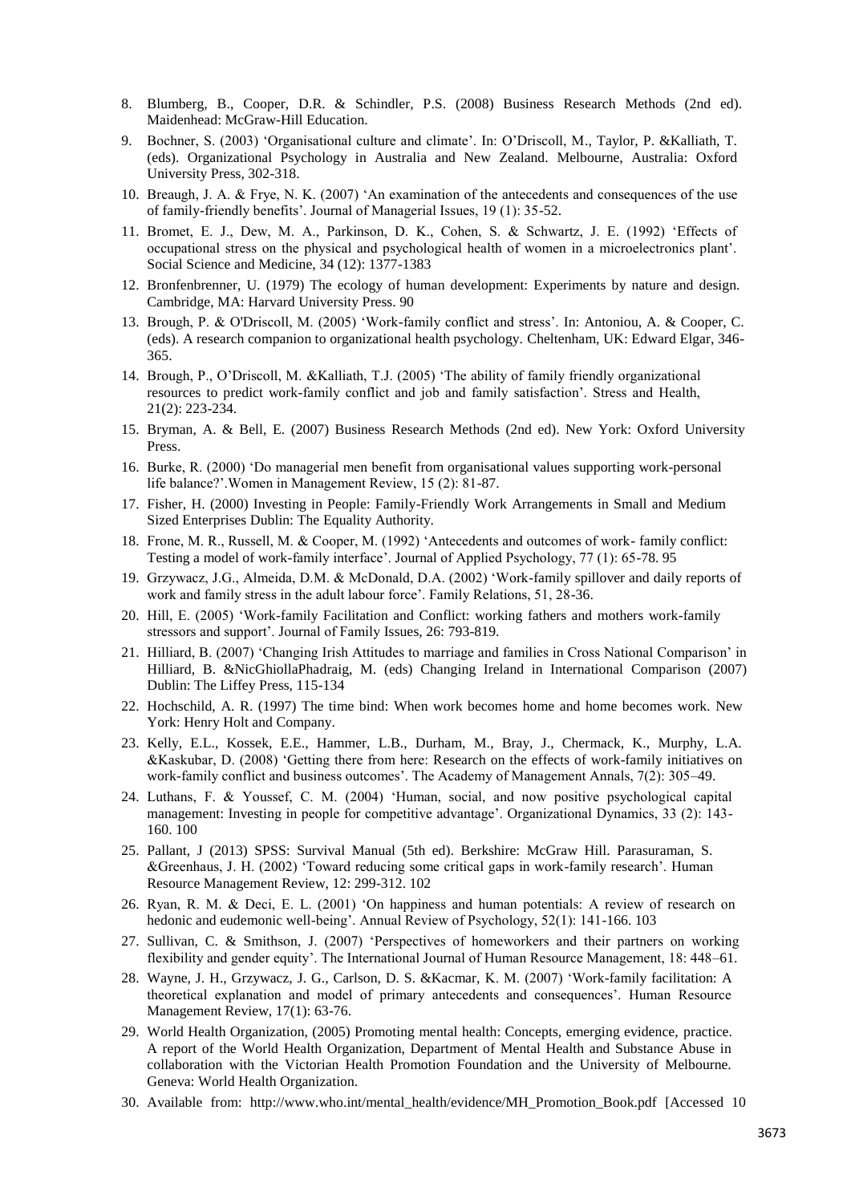8. Blumberg, B., Cooper, D.R. & Schindler, P.S. (2008) Business Research Methods (2nd ed). Maidenhead: McGraw-Hill Education.
9. Bochner, S. (2003) 'Organisational culture and climate'. In: O'Driscoll, M., Taylor, P. &Kalliath, T. (eds). Organizational Psychology in Australia and New Zealand. Melbourne, Australia: Oxford University Press, 302-318.
10. Breaugh, J. A. & Frye, N. K. (2007) 'An examination of the antecedents and consequences of the use of family-friendly benefits'. Journal of Managerial Issues, 19 (1): 35-52.
11. Bromet, E. J., Dew, M. A., Parkinson, D. K., Cohen, S. & Schwartz, J. E. (1992) 'Effects of occupational stress on the physical and psychological health of women in a microelectronics plant'. Social Science and Medicine, 34 (12): 1377-1383
12. Bronfenbrenner, U. (1979) The ecology of human development: Experiments by nature and design. Cambridge, MA: Harvard University Press. 90
13. Brough, P. & O'Driscoll, M. (2005) 'Work-family conflict and stress'. In: Antoniou, A. & Cooper, C. (eds). A research companion to organizational health psychology. Cheltenham, UK: Edward Elgar, 346-365.
14. Brough, P., O'Driscoll, M. &Kalliath, T.J. (2005) 'The ability of family friendly organizational resources to predict work-family conflict and job and family satisfaction'. Stress and Health, 21(2): 223-234.
15. Bryman, A. & Bell, E. (2007) Business Research Methods (2nd ed). New York: Oxford University Press.
16. Burke, R. (2000) 'Do managerial men benefit from organisational values supporting work-personal life balance?'.Women in Management Review, 15 (2): 81-87.
17. Fisher, H. (2000) Investing in People: Family-Friendly Work Arrangements in Small and Medium Sized Enterprises Dublin: The Equality Authority.
18. Frone, M. R., Russell, M. & Cooper, M. (1992) 'Antecedents and outcomes of work- family conflict: Testing a model of work-family interface'. Journal of Applied Psychology, 77 (1): 65-78. 95
19. Grzywacz, J.G., Almeida, D.M. & McDonald, D.A. (2002) 'Work-family spillover and daily reports of work and family stress in the adult labour force'. Family Relations, 51, 28-36.
20. Hill, E. (2005) 'Work-family Facilitation and Conflict: working fathers and mothers work-family stressors and support'. Journal of Family Issues, 26: 793-819.
21. Hilliard, B. (2007) 'Changing Irish Attitudes to marriage and families in Cross National Comparison' in Hilliard, B. &NicGhiollaPhadraig, M. (eds) Changing Ireland in International Comparison (2007) Dublin: The Liffey Press, 115-134
22. Hochschild, A. R. (1997) The time bind: When work becomes home and home becomes work. New York: Henry Holt and Company.
23. Kelly, E.L., Kossek, E.E., Hammer, L.B., Durham, M., Bray, J., Chermack, K., Murphy, L.A. &Kaskubar, D. (2008) 'Getting there from here: Research on the effects of work-family initiatives on work-family conflict and business outcomes'. The Academy of Management Annals, 7(2): 305–49.
24. Luthans, F. & Youssef, C. M. (2004) 'Human, social, and now positive psychological capital management: Investing in people for competitive advantage'. Organizational Dynamics, 33 (2): 143-160. 100
25. Pallant, J (2013) SPSS: Survival Manual (5th ed). Berkshire: McGraw Hill. Parasuraman, S. &Greenhaus, J. H. (2002) 'Toward reducing some critical gaps in work-family research'. Human Resource Management Review, 12: 299-312. 102
26. Ryan, R. M. & Deci, E. L. (2001) 'On happiness and human potentials: A review of research on hedonic and eudemonic well-being'. Annual Review of Psychology, 52(1): 141-166. 103
27. Sullivan, C. & Smithson, J. (2007) 'Perspectives of homeworkers and their partners on working flexibility and gender equity'. The International Journal of Human Resource Management, 18: 448–61.
28. Wayne, J. H., Grzywacz, J. G., Carlson, D. S. &Kacmar, K. M. (2007) 'Work-family facilitation: A theoretical explanation and model of primary antecedents and consequences'. Human Resource Management Review, 17(1): 63-76.
29. World Health Organization, (2005) Promoting mental health: Concepts, emerging evidence, practice. A report of the World Health Organization, Department of Mental Health and Substance Abuse in collaboration with the Victorian Health Promotion Foundation and the University of Melbourne. Geneva: World Health Organization.
30. Available from: http://www.who.int/mental_health/evidence/MH_Promotion_Book.pdf [Accessed 10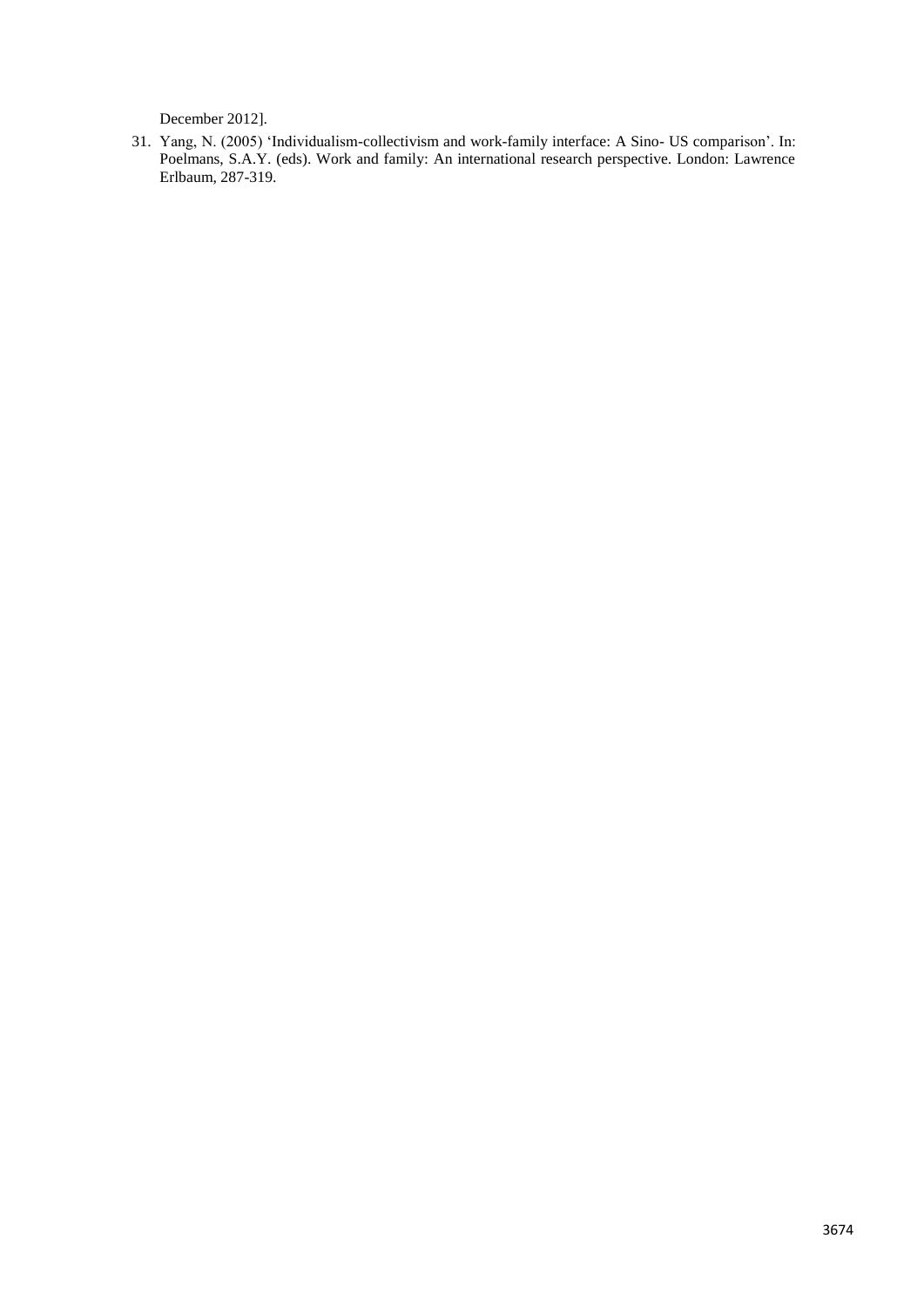December 2012].

31. Yang, N. (2005) 'Individualism-collectivism and work-family interface: A Sino- US comparison'. In: Poelmans, S.A.Y. (eds). Work and family: An international research perspective. London: Lawrence Erlbaum, 287-319.